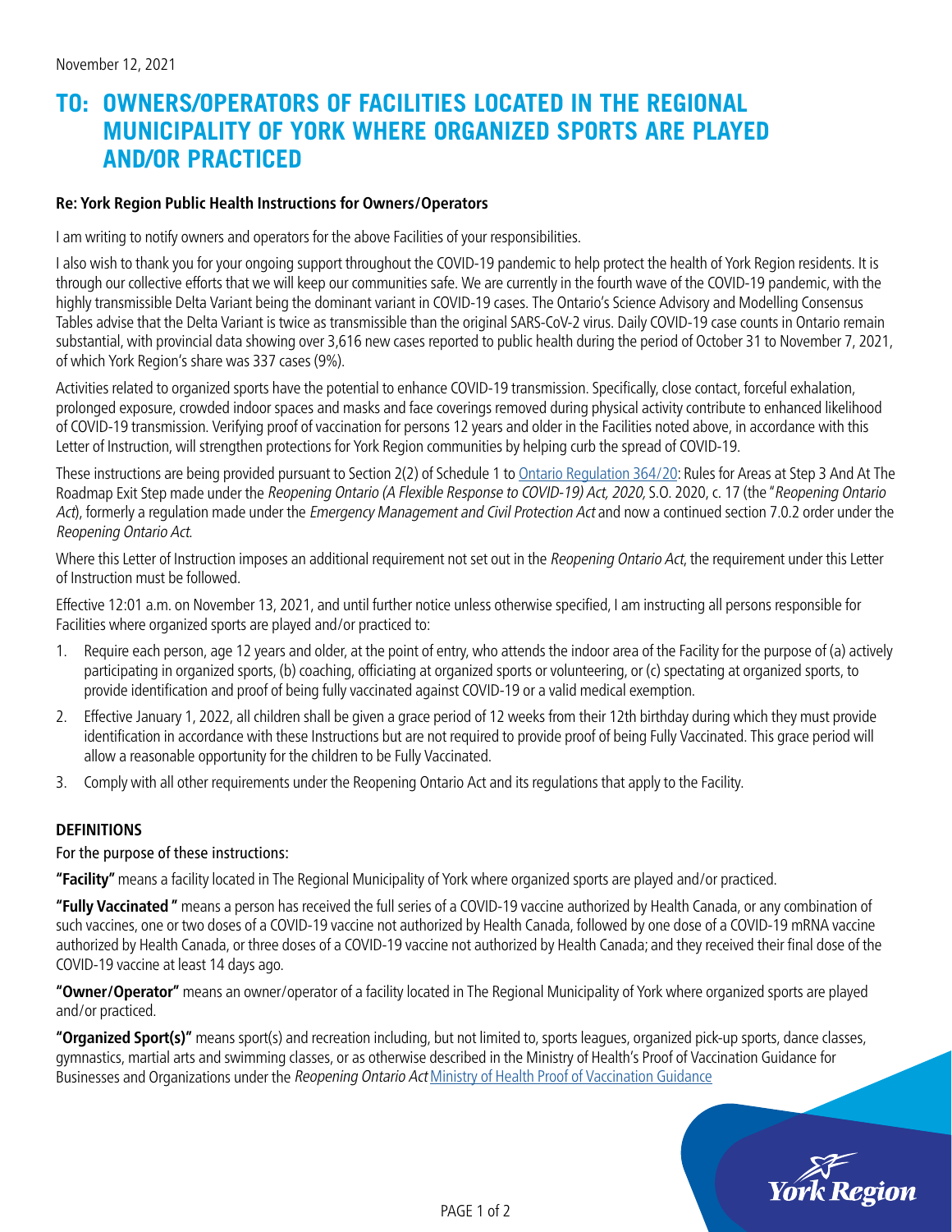November 12, 2021

# TO: OWNERS/OPERATORS OF FACILITIES LOCATED IN THE REGIONAL MUNICIPALITY OF YORK WHERE ORGANIZED SPORTS ARE PLAYED AND/OR PRACTICED

**Re: York Region Public Health Instructions for Owners/Operators**

I am writing to notify owners and operators for the above Facilities of your responsibilities.

I also wish to thank you for your ongoing support throughout the COVID-19 pandemic to help protect the health of York Region residents. It is through our collective efforts that we will keep our communities safe. We are currently in the fourth wave of the COVID-19 pandemic, with the highly transmissible Delta Variant being the dominant variant in COVID-19 cases. The Ontario's Science Advisory and Modelling Consensus Tables advise that the Delta Variant is twice as transmissible than the original SARS-CoV-2 virus. Daily COVID-19 case counts in Ontario remain substantial, with provincial data showing over 3,616 new cases reported to public health during the period of October 31 to November 7, 2021, of which York Region's share was 337 cases (9%).

Activities related to organized sports have the potential to enhance COVID-19 transmission. Specifically, close contact, forceful exhalation, prolonged exposure, crowded indoor spaces and masks and face coverings removed during physical activity contribute to enhanced likelihood of COVID-19 transmission. Verifying proof of vaccination for persons 12 years and older in the Facilities noted above, in accordance with this Letter of Instruction, will strengthen protections for York Region communities by helping curb the spread of COVID-19.

These instructions are being provided pursuant to Section 2(2) of Schedule 1 to Ontario Regulation 364/20: Rules for Areas at Step 3 And At The Roadmap Exit Step made under the *Reopening Ontario (A Flexible Response to COVID-19) Act, 2020,* S.O. 2020, c. 17 (the "*Reopening Ontario Act*), formerly a regulation made under the *Emergency Management and Civil Protection Act* and now a continued section 7.0.2 order under the *Reopening Ontario Act.*

Where this Letter of Instruction imposes an additional requirement not set out in the *Reopening Ontario Act*, the requirement under this Letter of Instruction must be followed.

Effective 12:01 a.m. on November 13, 2021, and until further notice unless otherwise specified, I am instructing all persons responsible for Facilities where organized sports are played and/or practiced to:

1. Require each person, age 12 years and older, at the point of entry, who attends the indoor area of the Facility for the purpose of (a) actively participating in organized sports, (b) coaching, officiating at organized sports or volunteering, or (c) spectating at organized sports, to provide identification and proof of being fully vaccinated against COVID-19 or a valid medical exemption.
2. Effective January 1, 2022, all children shall be given a grace period of 12 weeks from their 12th birthday during which they must provide identification in accordance with these Instructions but are not required to provide proof of being Fully Vaccinated. This grace period will allow a reasonable opportunity for the children to be Fully Vaccinated.
3. Comply with all other requirements under the Reopening Ontario Act and its regulations that apply to the Facility.

## DEFINITIONS

For the purpose of these instructions:

**"Facility"** means a facility located in The Regional Municipality of York where organized sports are played and/or practiced.

**"Fully Vaccinated "** means a person has received the full series of a COVID-19 vaccine authorized by Health Canada, or any combination of such vaccines, one or two doses of a COVID-19 vaccine not authorized by Health Canada, followed by one dose of a COVID-19 mRNA vaccine authorized by Health Canada, or three doses of a COVID-19 vaccine not authorized by Health Canada; and they received their final dose of the COVID-19 vaccine at least 14 days ago.

**"Owner/Operator"** means an owner/operator of a facility located in The Regional Municipality of York where organized sports are played and/or practiced.

**"Organized Sport(s)"** means sport(s) and recreation including, but not limited to, sports leagues, organized pick-up sports, dance classes, gymnastics, martial arts and swimming classes, or as otherwise described in the Ministry of Health's Proof of Vaccination Guidance for Businesses and Organizations under the *Reopening Ontario Act* Ministry of Health Proof of Vaccination Guidance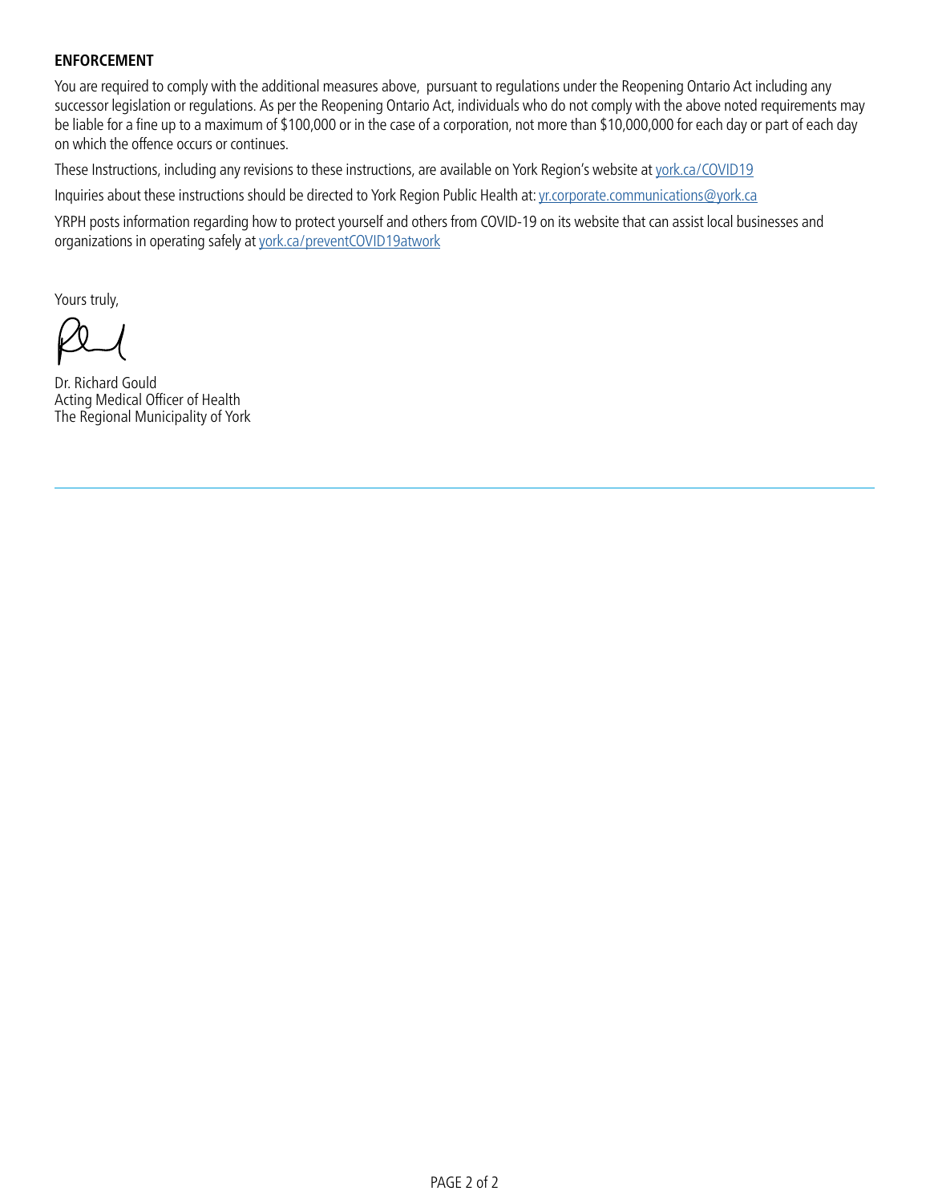**ENFORCEMENT**

You are required to comply with the additional measures above, pursuant to regulations under the Reopening Ontario Act including any successor legislation or regulations. As per the Reopening Ontario Act, individuals who do not comply with the above noted requirements may be liable for a fine up to a maximum of $100,000 or in the case of a corporation, not more than $10,000,000 for each day or part of each day on which the offence occurs or continues.

These Instructions, including any revisions to these instructions, are available on York Region's website at york.ca/COVID19

Inquiries about these instructions should be directed to York Region Public Health at: yr.corporate.communications@york.ca

YRPH posts information regarding how to protect yourself and others from COVID-19 on its website that can assist local businesses and organizations in operating safely at york.ca/preventCOVID19atwork

Yours truly,

Dr. Richard Gould
Acting Medical Officer of Health
The Regional Municipality of York